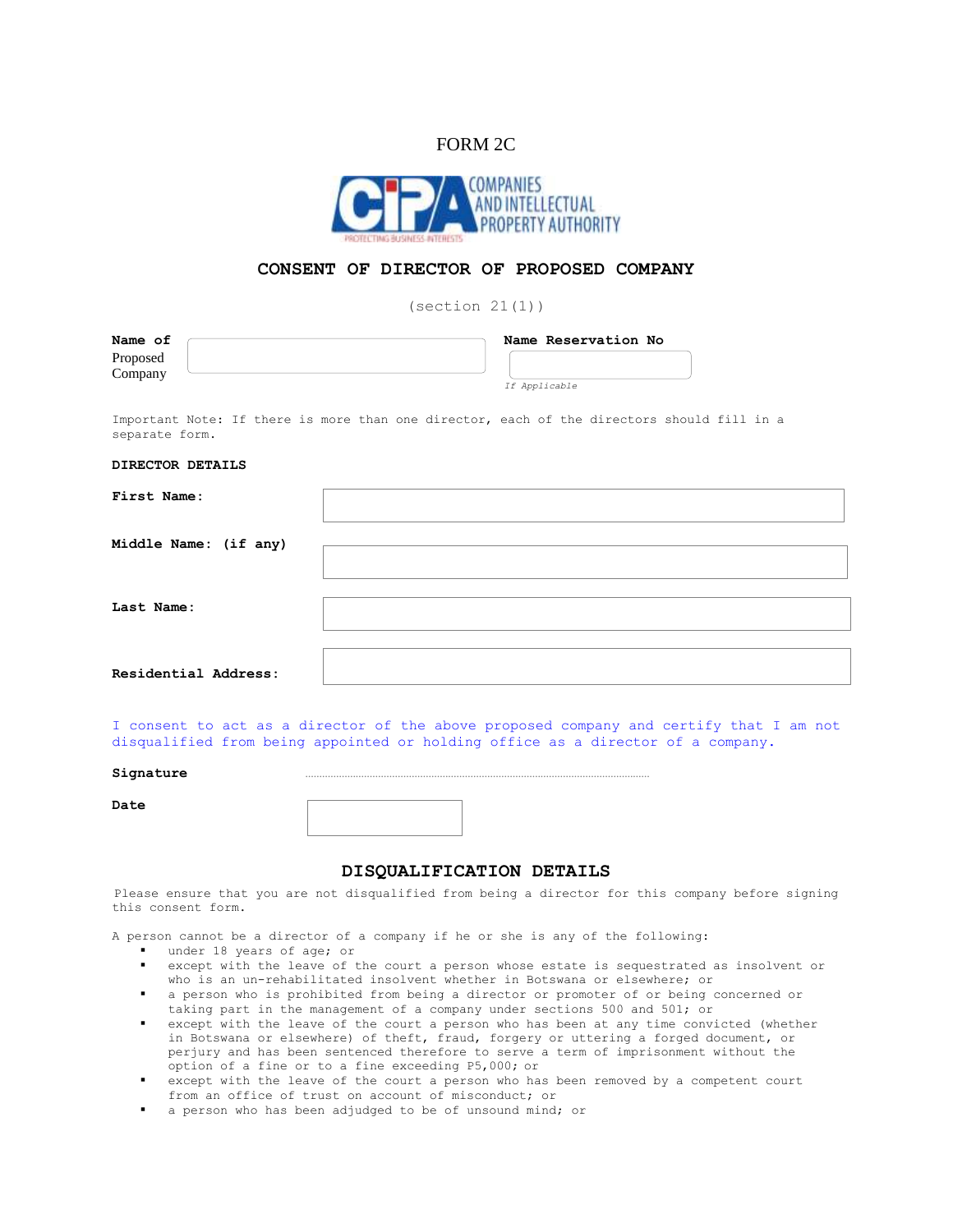FORM 2C

COMPANIES AND INTELLECTUAL PROPERTY AUTHORITY

PROTECTING BUSINESS INTERESTS

## CONSENT OF DIRECTOR OF PROPOSED COMPANY

(section 21(1))

**Name of** Proposed Company

**Name Reservation No**

*If Applicable*

Important Note: If there is more than one director, each of the directors should fill in a separate form.

**DIRECTOR DETAILS**

**First Name:**

**Middle Name: (if any)**

**Last Name:**

**Residential Address:**

I consent to act as a director of the above proposed company and certify that I am not disqualified from being appointed or holding office as a director of a company.

**Signature** ..............................................................................................................

**Date**

## DISQUALIFICATION DETAILS

Please ensure that you are not disqualified from being a director for this company before signing this consent form.

A person cannot be a director of a company if he or she is any of the following:

- under 18 years of age; or
- except with the leave of the court a person whose estate is sequestrated as insolvent or who is an un-rehabilitated insolvent whether in Botswana or elsewhere; or
- a person who is prohibited from being a director or promoter of or being concerned or taking part in the management of a company under sections 500 and 501; or
- except with the leave of the court a person who has been at any time convicted (whether in Botswana or elsewhere) of theft, fraud, forgery or uttering a forged document, or perjury and has been sentenced therefore to serve a term of imprisonment without the option of a fine or to a fine exceeding P5,000; or
- except with the leave of the court a person who has been removed by a competent court from an office of trust on account of misconduct; or
- a person who has been adjudged to be of unsound mind; or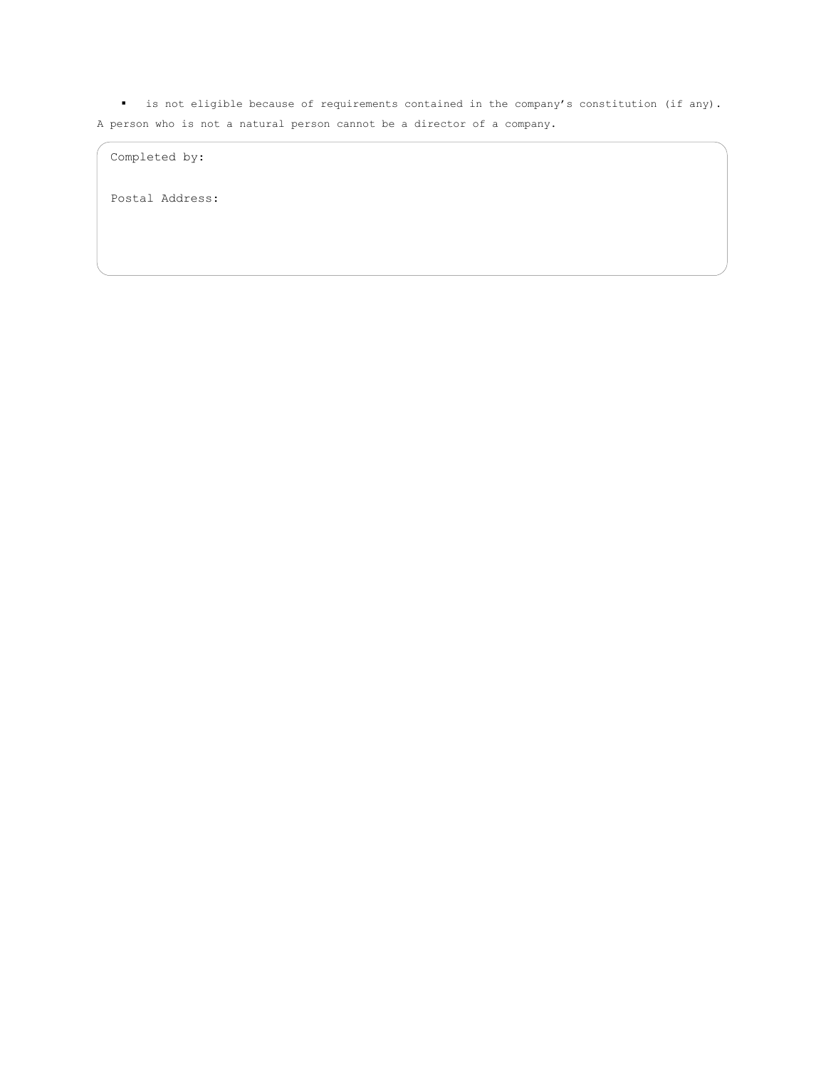- is not eligible because of requirements contained in the company's constitution (if any).

A person who is not a natural person cannot be a director of a company.

Completed by:

Postal Address: